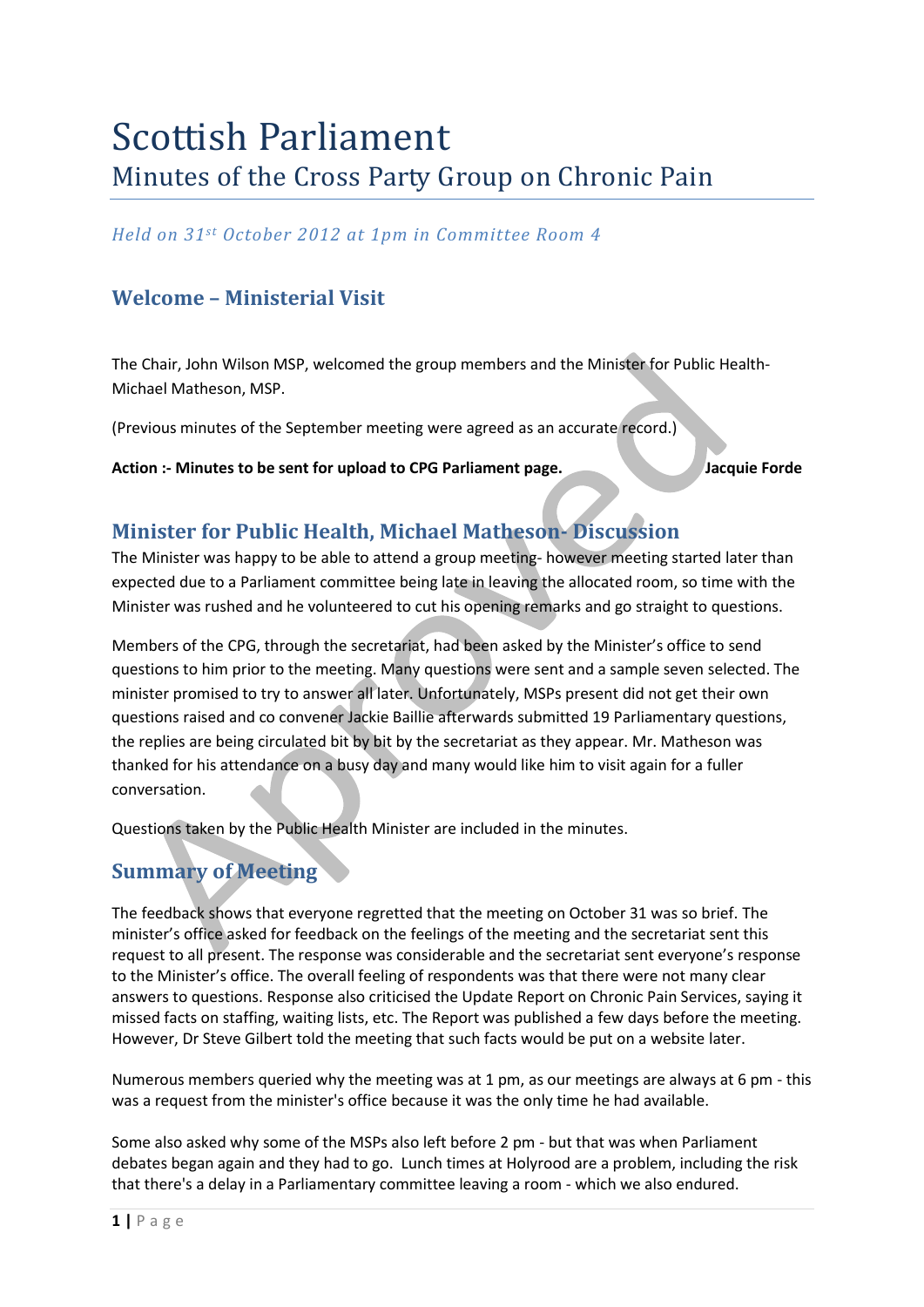# Scottish Parliament

## Minutes of the Cross Party Group on Chronic Pain

*Held on 31st October 2012 at 1pm in Committee Room 4*

### Welcome – Ministerial Visit

The Chair, John Wilson MSP, welcomed the group members and the Minister for Public Health- Michael Matheson, MSP.

(Previous minutes of the September meeting were agreed as an accurate record.)

**Action :- Minutes to be sent for upload to CPG Parliament page. Jacquie Forde**

### Minister for Public Health, Michael Matheson- Discussion

The Minister was happy to be able to attend a group meeting- however meeting started later than expected due to a Parliament committee being late in leaving the allocated room, so time with the Minister was rushed and he volunteered to cut his opening remarks and go straight to questions.

Members of the CPG, through the secretariat, had been asked by the Minister's office to send questions to him prior to the meeting. Many questions were sent and a sample seven selected. The minister promised to try to answer all later. Unfortunately, MSPs present did not get their own questions raised and co convener Jackie Baillie afterwards submitted 19 Parliamentary questions, the replies are being circulated bit by bit by the secretariat as they appear. Mr. Matheson was thanked for his attendance on a busy day and many would like him to visit again for a fuller conversation.

Questions taken by the Public Health Minister are included in the minutes.

### Summary of Meeting

The feedback shows that everyone regretted that the meeting on October 31 was so brief. The minister's office asked for feedback on the feelings of the meeting and the secretariat sent this request to all present. The response was considerable and the secretariat sent everyone's response to the Minister's office. The overall feeling of respondents was that there were not many clear answers to questions. Response also criticised the Update Report on Chronic Pain Services, saying it missed facts on staffing, waiting lists, etc. The Report was published a few days before the meeting. However, Dr Steve Gilbert told the meeting that such facts would be put on a website later.

Numerous members queried why the meeting was at 1 pm, as our meetings are always at 6 pm - this was a request from the minister's office because it was the only time he had available.

Some also asked why some of the MSPs also left before 2 pm - but that was when Parliament debates began again and they had to go. Lunch times at Holyrood are a problem, including the risk that there's a delay in a Parliamentary committee leaving a room - which we also endured.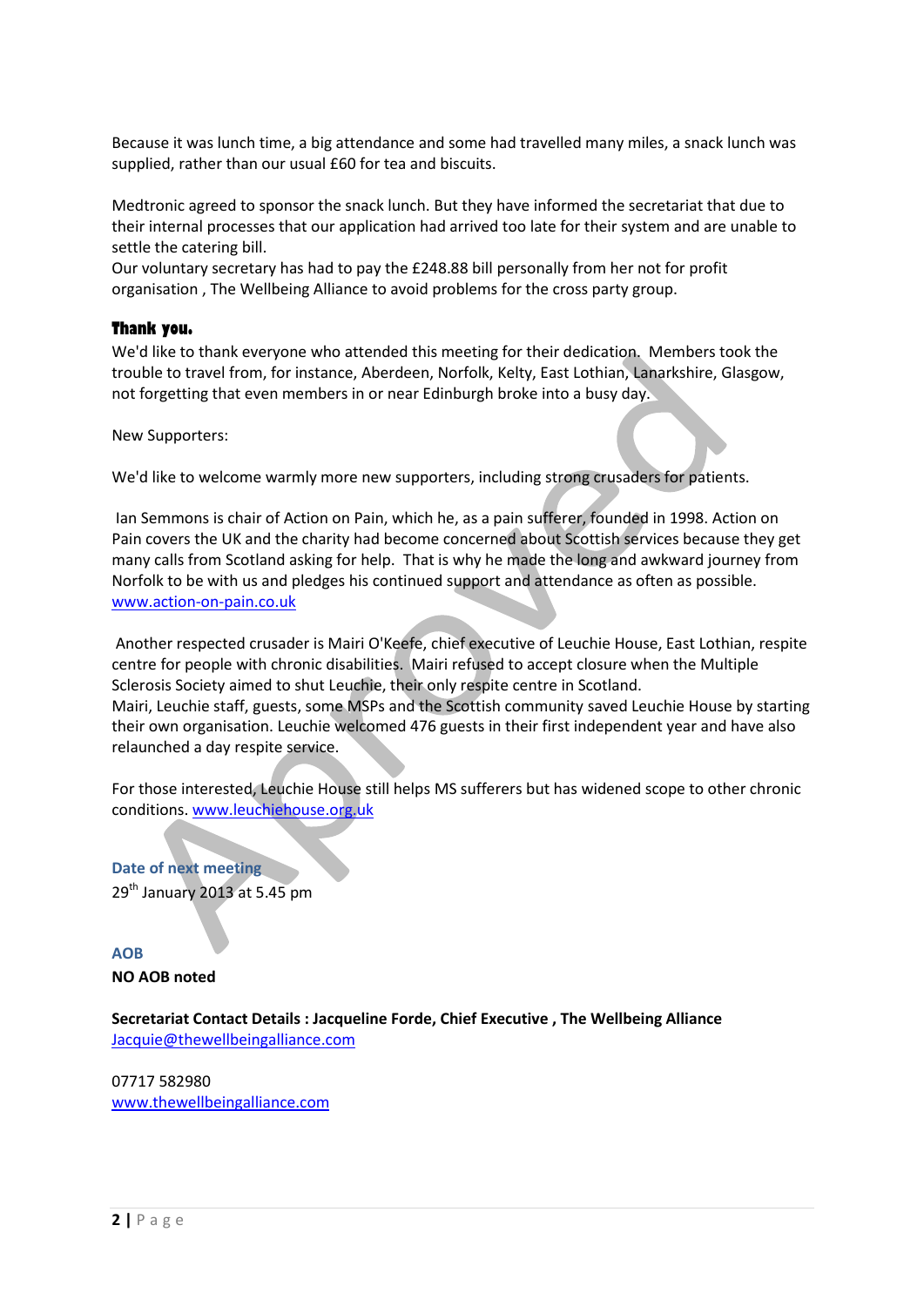Because it was lunch time, a big attendance and some had travelled many miles, a snack lunch was supplied, rather than our usual £60 for tea and biscuits.

Medtronic agreed to sponsor the snack lunch. But they have informed the secretariat that due to their internal processes that our application had arrived too late for their system and are unable to settle the catering bill.
Our voluntary secretary has had to pay the £248.88 bill personally from her not for profit organisation , The Wellbeing Alliance to avoid problems for the cross party group.

**Thank you.**

We'd like to thank everyone who attended this meeting for their dedication. Members took the trouble to travel from, for instance, Aberdeen, Norfolk, Kelty, East Lothian, Lanarkshire, Glasgow, not forgetting that even members in or near Edinburgh broke into a busy day.

New Supporters:

We'd like to welcome warmly more new supporters, including strong crusaders for patients.

Ian Semmons is chair of Action on Pain, which he, as a pain sufferer, founded in 1998. Action on Pain covers the UK and the charity had become concerned about Scottish services because they get many calls from Scotland asking for help. That is why he made the long and awkward journey from Norfolk to be with us and pledges his continued support and attendance as often as possible. www.action-on-pain.co.uk

Another respected crusader is Mairi O'Keefe, chief executive of Leuchie House, East Lothian, respite centre for people with chronic disabilities. Mairi refused to accept closure when the Multiple Sclerosis Society aimed to shut Leuchie, their only respite centre in Scotland.
Mairi, Leuchie staff, guests, some MSPs and the Scottish community saved Leuchie House by starting their own organisation. Leuchie welcomed 476 guests in their first independent year and have also relaunched a day respite service.

For those interested, Leuchie House still helps MS sufferers but has widened scope to other chronic conditions. www.leuchiehouse.org.uk

## Date of next meeting

29th January 2013 at 5.45 pm

## AOB

**NO AOB noted**

**Secretariat Contact Details : Jacqueline Forde, Chief Executive , The Wellbeing Alliance**
Jacquie@thewellbeingalliance.com

07717 582980
www.thewellbeingalliance.com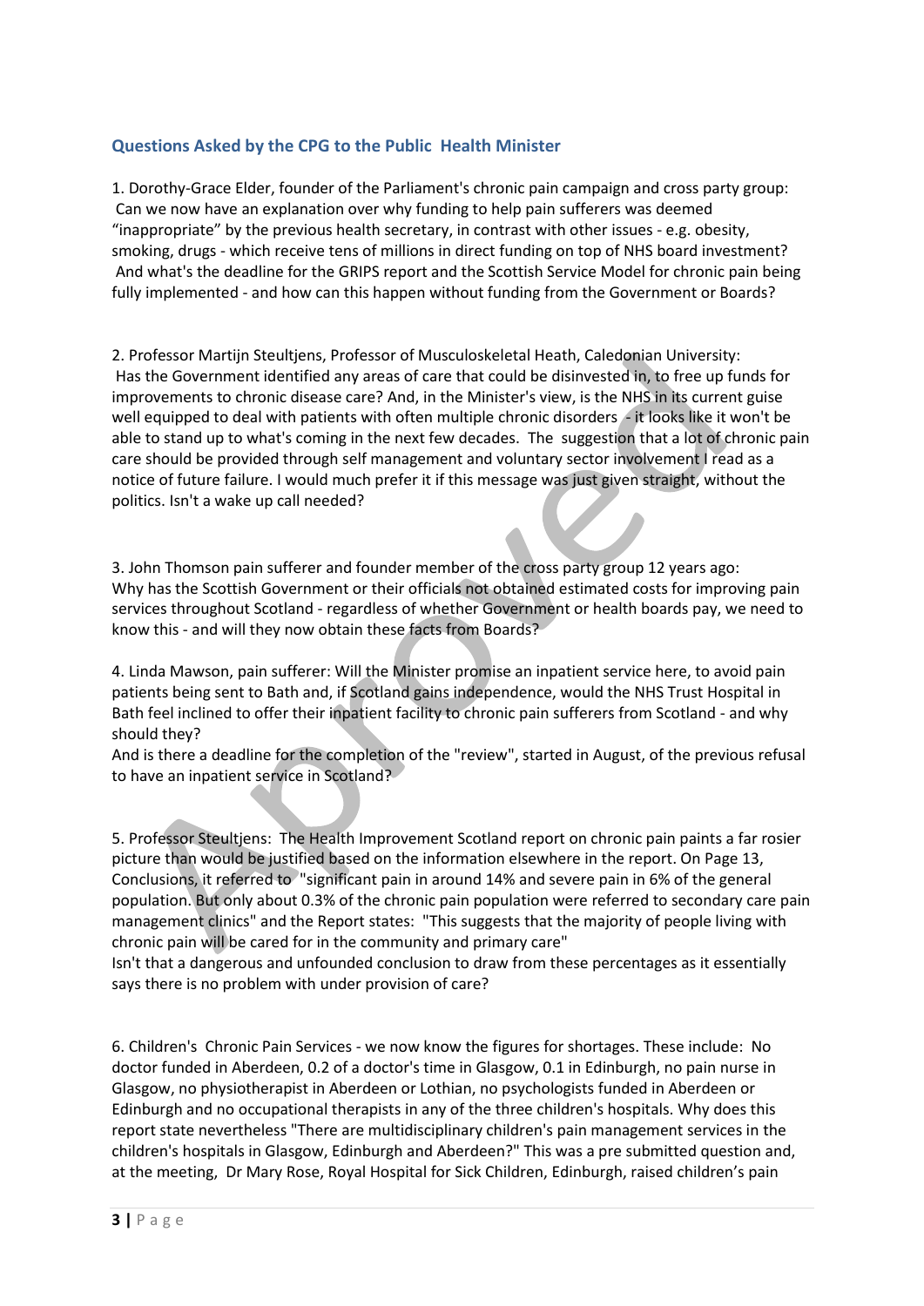## Questions Asked by the CPG to the Public Health Minister

1. Dorothy-Grace Elder, founder of the Parliament's chronic pain campaign and cross party group: Can we now have an explanation over why funding to help pain sufferers was deemed "inappropriate" by the previous health secretary, in contrast with other issues - e.g. obesity, smoking, drugs - which receive tens of millions in direct funding on top of NHS board investment? And what's the deadline for the GRIPS report and the Scottish Service Model for chronic pain being fully implemented - and how can this happen without funding from the Government or Boards?

2. Professor Martijn Steultjens, Professor of Musculoskeletal Heath, Caledonian University: Has the Government identified any areas of care that could be disinvested in, to free up funds for improvements to chronic disease care? And, in the Minister's view, is the NHS in its current guise well equipped to deal with patients with often multiple chronic disorders - it looks like it won't be able to stand up to what's coming in the next few decades. The suggestion that a lot of chronic pain care should be provided through self management and voluntary sector involvement I read as a notice of future failure. I would much prefer it if this message was just given straight, without the politics. Isn't a wake up call needed?

3. John Thomson pain sufferer and founder member of the cross party group 12 years ago: Why has the Scottish Government or their officials not obtained estimated costs for improving pain services throughout Scotland - regardless of whether Government or health boards pay, we need to know this - and will they now obtain these facts from Boards?

4. Linda Mawson, pain sufferer: Will the Minister promise an inpatient service here, to avoid pain patients being sent to Bath and, if Scotland gains independence, would the NHS Trust Hospital in Bath feel inclined to offer their inpatient facility to chronic pain sufferers from Scotland - and why should they?
And is there a deadline for the completion of the "review", started in August, of the previous refusal to have an inpatient service in Scotland?

5. Professor Steultjens: The Health Improvement Scotland report on chronic pain paints a far rosier picture than would be justified based on the information elsewhere in the report. On Page 13, Conclusions, it referred to "significant pain in around 14% and severe pain in 6% of the general population. But only about 0.3% of the chronic pain population were referred to secondary care pain management clinics" and the Report states: "This suggests that the majority of people living with chronic pain will be cared for in the community and primary care"
Isn't that a dangerous and unfounded conclusion to draw from these percentages as it essentially says there is no problem with under provision of care?

6. Children's Chronic Pain Services - we now know the figures for shortages. These include: No doctor funded in Aberdeen, 0.2 of a doctor's time in Glasgow, 0.1 in Edinburgh, no pain nurse in Glasgow, no physiotherapist in Aberdeen or Lothian, no psychologists funded in Aberdeen or Edinburgh and no occupational therapists in any of the three children's hospitals. Why does this report state nevertheless "There are multidisciplinary children's pain management services in the children's hospitals in Glasgow, Edinburgh and Aberdeen?" This was a pre submitted question and, at the meeting, Dr Mary Rose, Royal Hospital for Sick Children, Edinburgh, raised children's pain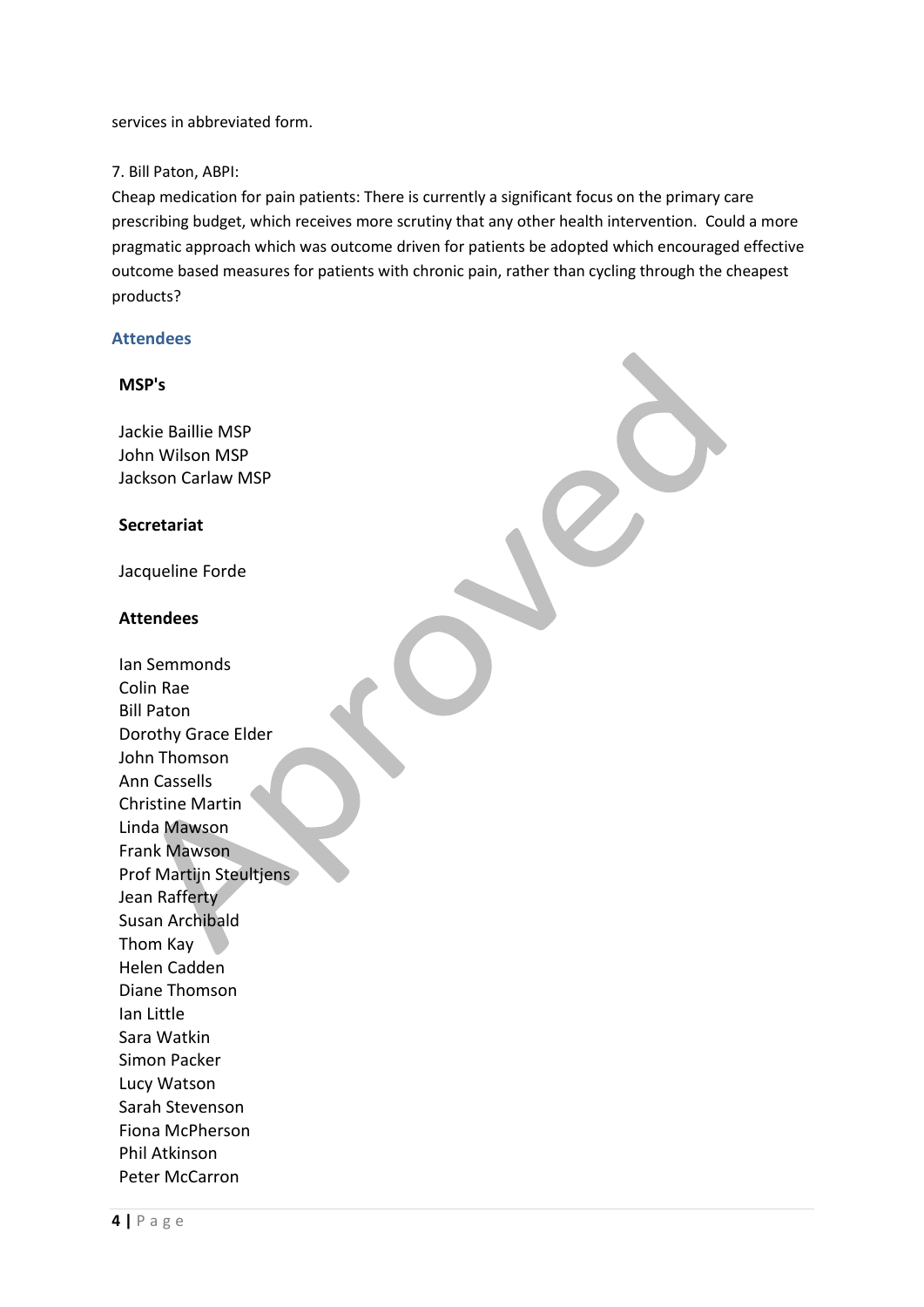services in abbreviated form.

7. Bill Paton, ABPI:
Cheap medication for pain patients: There is currently a significant focus on the primary care prescribing budget, which receives more scrutiny that any other health intervention. Could a more pragmatic approach which was outcome driven for patients be adopted which encouraged effective outcome based measures for patients with chronic pain, rather than cycling through the cheapest products?

## Attendees

**MSP's**

Jackie Baillie MSP
John Wilson MSP
Jackson Carlaw MSP

**Secretariat**

Jacqueline Forde

**Attendees**

Ian Semmonds
Colin Rae
Bill Paton
Dorothy Grace Elder
John Thomson
Ann Cassells
Christine Martin
Linda Mawson
Frank Mawson
Prof Martijn Steultjens
Jean Rafferty
Susan Archibald
Thom Kay
Helen Cadden
Diane Thomson
Ian Little
Sara Watkin
Simon Packer
Lucy Watson
Sarah Stevenson
Fiona McPherson
Phil Atkinson
Peter McCarron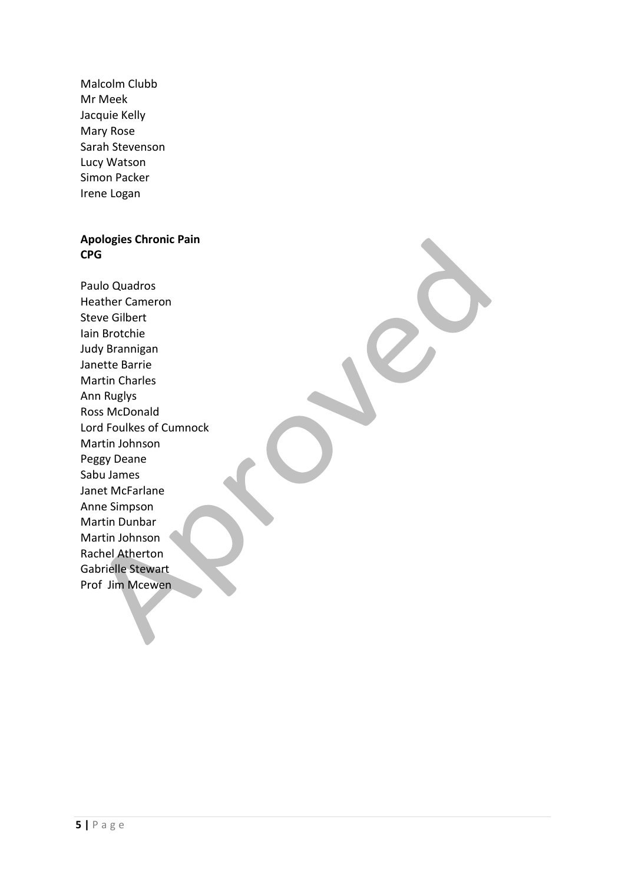Malcolm Clubb
Mr Meek
Jacquie Kelly
Mary Rose
Sarah Stevenson
Lucy Watson
Simon Packer
Irene Logan

**Apologies Chronic Pain CPG**

Paulo Quadros
Heather Cameron
Steve Gilbert
Iain Brotchie
Judy Brannigan
Janette Barrie
Martin Charles
Ann Ruglys
Ross McDonald
Lord Foulkes of Cumnock
Martin Johnson
Peggy Deane
Sabu James
Janet McFarlane
Anne Simpson
Martin Dunbar
Martin Johnson
Rachel Atherton
Gabrielle Stewart
Prof Jim Mcewen